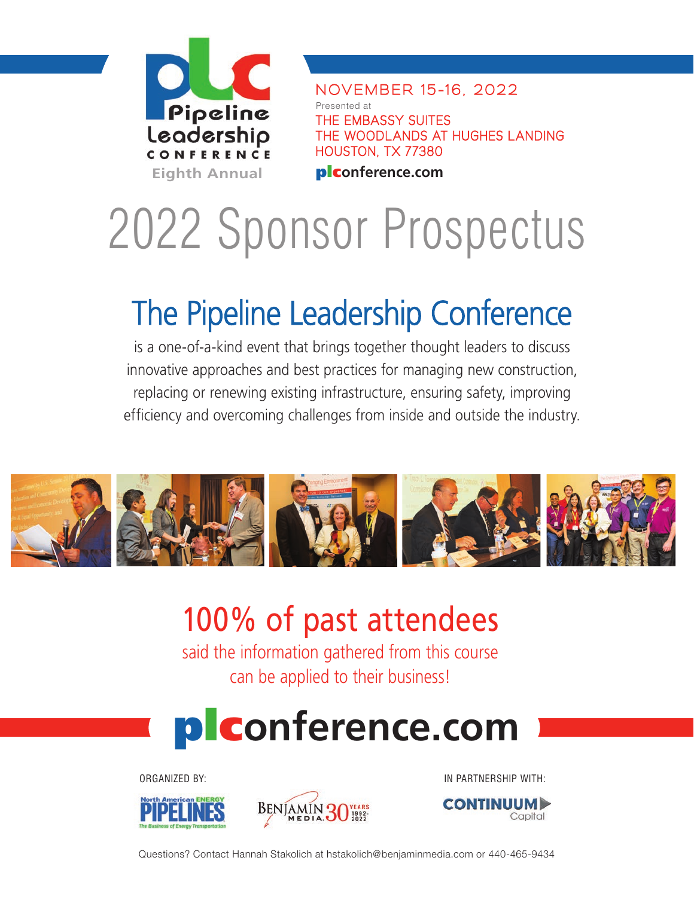plc Pipeline Leadership Conference

Eighth Annual

NOVEMBER 15-16, 2022

Presented at

THE EMBASSY SUITES
THE WOODLANDS AT HUGHES LANDING
HOUSTON, TX 77380

plconference.com

# 2022 Sponsor Prospectus

## The Pipeline Leadership Conference

is a one-of-a-kind event that brings together thought leaders to discuss innovative approaches and best practices for managing new construction, replacing or renewing existing infrastructure, ensuring safety, improving efficiency and overcoming challenges from inside and outside the industry.

## 100% of past attendees

said the information gathered from this course can be applied to their business!

## plconference.com

ORGANIZED BY:

North American ENERGY PIPELINES — The Business of Energy Transportation

BENJAMIN MEDIA 30 YEARS 1992-2022

IN PARTNERSHIP WITH:

CONTINUUM Capital

Questions? Contact Hannah Stakolich at hstakolich@benjaminmedia.com or 440-465-9434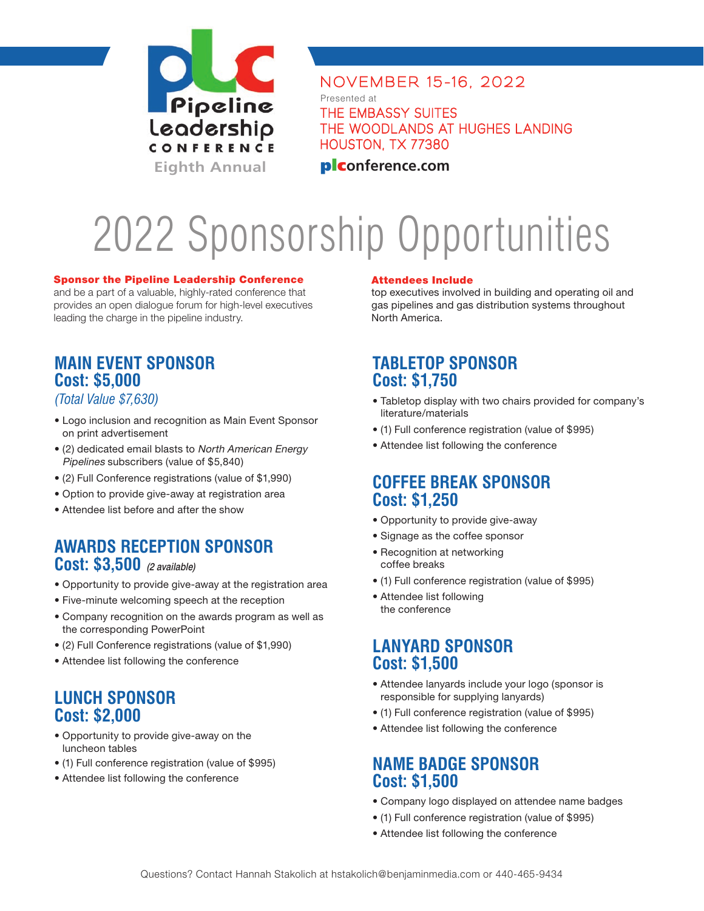Pipeline Leadership CONFERENCE
Eighth Annual

NOVEMBER 15-16, 2022
Presented at
THE EMBASSY SUITES
THE WOODLANDS AT HUGHES LANDING
HOUSTON, TX 77380
plconference.com

# 2022 Sponsorship Opportunities

**Sponsor the Pipeline Leadership Conference**
and be a part of a valuable, highly-rated conference that provides an open dialogue forum for high-level executives leading the charge in the pipeline industry.

**Attendees Include**
top executives involved in building and operating oil and gas pipelines and gas distribution systems throughout North America.

## MAIN EVENT SPONSOR
## Cost: $5,000
*(Total Value $7,630)*

- Logo inclusion and recognition as Main Event Sponsor on print advertisement
- (2) dedicated email blasts to *North American Energy Pipelines* subscribers (value of $5,840)
- (2) Full Conference registrations (value of $1,990)
- Option to provide give-away at registration area
- Attendee list before and after the show

## AWARDS RECEPTION SPONSOR
## Cost: $3,500 *(2 available)*

- Opportunity to provide give-away at the registration area
- Five-minute welcoming speech at the reception
- Company recognition on the awards program as well as the corresponding PowerPoint
- (2) Full Conference registrations (value of $1,990)
- Attendee list following the conference

## LUNCH SPONSOR
## Cost: $2,000

- Opportunity to provide give-away on the luncheon tables
- (1) Full conference registration (value of $995)
- Attendee list following the conference

## TABLETOP SPONSOR
## Cost: $1,750

- Tabletop display with two chairs provided for company's literature/materials
- (1) Full conference registration (value of $995)
- Attendee list following the conference

## COFFEE BREAK SPONSOR
## Cost: $1,250

- Opportunity to provide give-away
- Signage as the coffee sponsor
- Recognition at networking coffee breaks
- (1) Full conference registration (value of $995)
- Attendee list following the conference

## LANYARD SPONSOR
## Cost: $1,500

- Attendee lanyards include your logo (sponsor is responsible for supplying lanyards)
- (1) Full conference registration (value of $995)
- Attendee list following the conference

## NAME BADGE SPONSOR
## Cost: $1,500

- Company logo displayed on attendee name badges
- (1) Full conference registration (value of $995)
- Attendee list following the conference

Questions? Contact Hannah Stakolich at hstakolich@benjaminmedia.com or 440-465-9434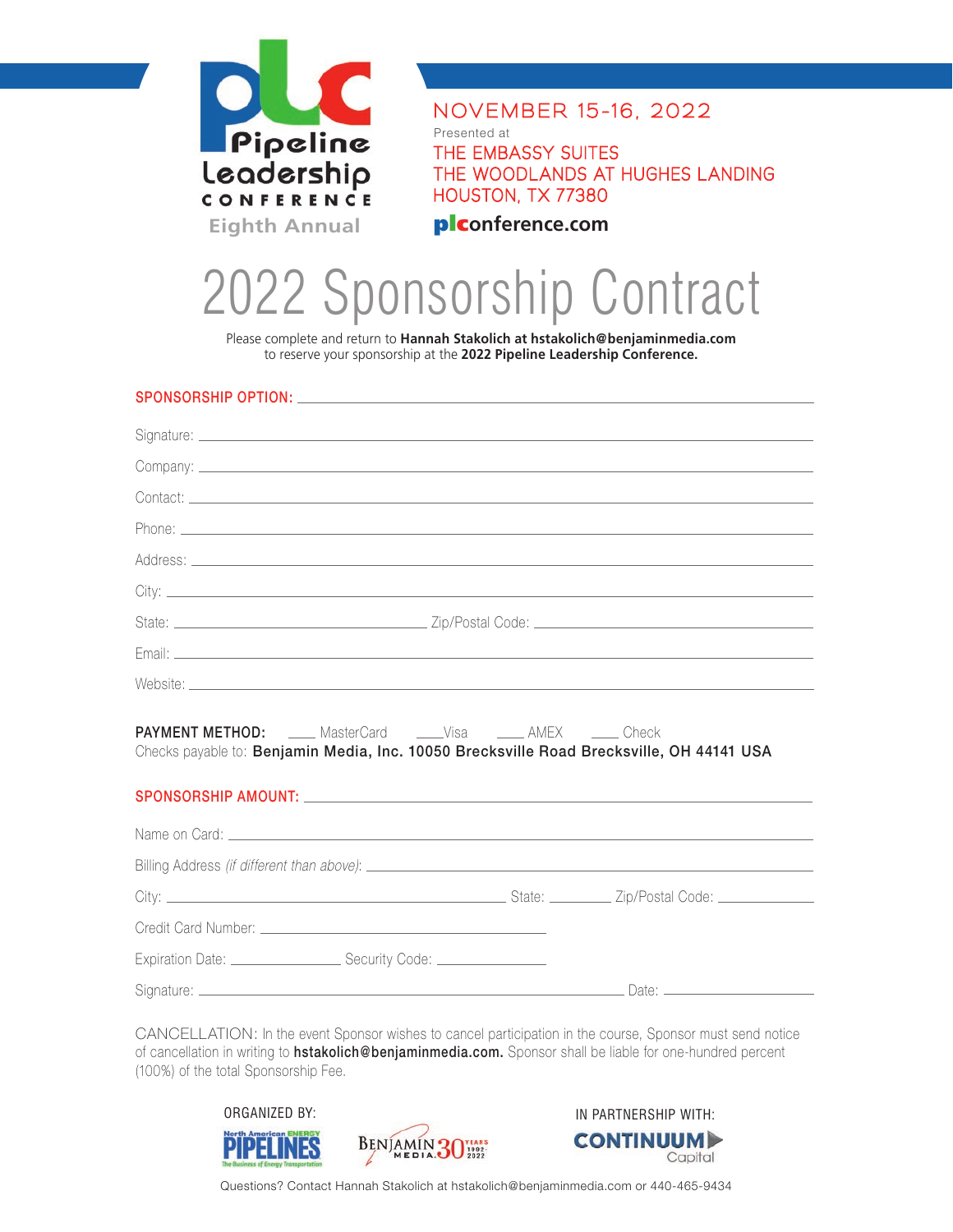Pipeline Leadership CONFERENCE

Eighth Annual

NOVEMBER 15-16, 2022

Presented at

THE EMBASSY SUITES
THE WOODLANDS AT HUGHES LANDING
HOUSTON, TX 77380

plconference.com

# 2022 Sponsorship Contract

Please complete and return to **Hannah Stakolich at hstakolich@benjaminmedia.com** to reserve your sponsorship at the **2022 Pipeline Leadership Conference.**

**SPONSORSHIP OPTION:** ______________________________

Signature: ______________________________

Company: ______________________________

Contact: ______________________________

Phone: ______________________________

Address: ______________________________

City: ______________________________

State: ______________________________ Zip/Postal Code: ______________________________

Email: ______________________________

Website: ______________________________

**PAYMENT METHOD:** ____ MasterCard ____Visa ____ AMEX ____ Check

Checks payable to: **Benjamin Media, Inc. 10050 Brecksville Road Brecksville, OH 44141 USA**

**SPONSORSHIP AMOUNT:** ______________________________

Name on Card: ______________________________

Billing Address *(if different than above)*: ______________________________

City: ______________________________ State: __________ Zip/Postal Code: __________

Credit Card Number: ______________________________

Expiration Date: ______________ Security Code: ______________

Signature: ______________________________ Date: ______________

CANCELLATION: In the event Sponsor wishes to cancel participation in the course, Sponsor must send notice of cancellation in writing to **hstakolich@benjaminmedia.com.** Sponsor shall be liable for one-hundred percent (100%) of the total Sponsorship Fee.

ORGANIZED BY:

North American ENERGY PIPELINES — The Business of Energy Transportation

BENJAMIN MEDIA 30 YEARS 1992-2022

IN PARTNERSHIP WITH:

CONTINUUM Capital

Questions? Contact Hannah Stakolich at hstakolich@benjaminmedia.com or 440-465-9434